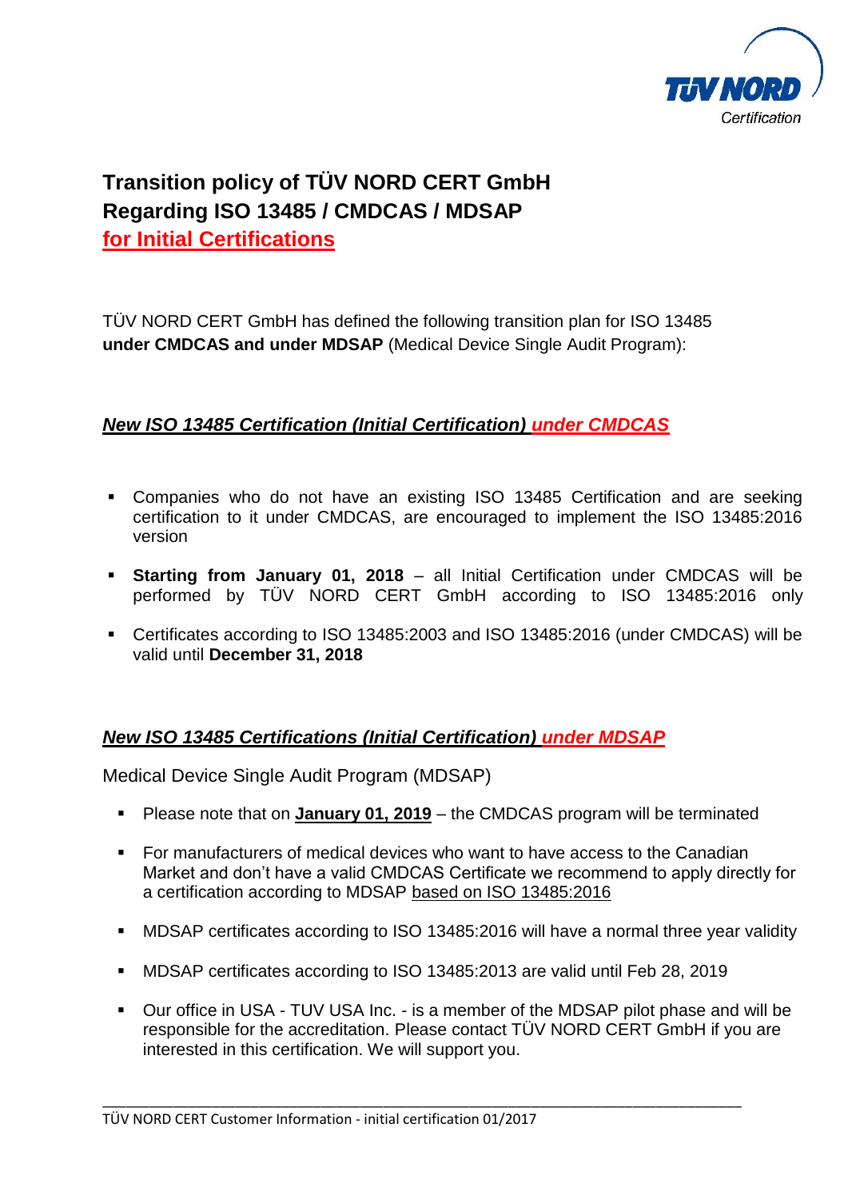# Transition policy of TÜV NORD CERT GmbH Regarding ISO 13485 / CMDCAS / MDSAP for Initial Certifications

TÜV NORD CERT GmbH has defined the following transition plan for ISO 13485 **under CMDCAS and under MDSAP** (Medical Device Single Audit Program):

## *New ISO 13485 Certification (Initial Certification) under CMDCAS*

- Companies who do not have an existing ISO 13485 Certification and are seeking certification to it under CMDCAS, are encouraged to implement the ISO 13485:2016 version
- **Starting from January 01, 2018** – all Initial Certification under CMDCAS will be performed by TÜV NORD CERT GmbH according to ISO 13485:2016 only
- Certificates according to ISO 13485:2003 and ISO 13485:2016 (under CMDCAS) will be valid until **December 31, 2018**

## *New ISO 13485 Certifications (Initial Certification) under MDSAP*

Medical Device Single Audit Program (MDSAP)

- Please note that on **January 01, 2019** – the CMDCAS program will be terminated
- For manufacturers of medical devices who want to have access to the Canadian Market and don't have a valid CMDCAS Certificate we recommend to apply directly for a certification according to MDSAP based on ISO 13485:2016
- MDSAP certificates according to ISO 13485:2016 will have a normal three year validity
- MDSAP certificates according to ISO 13485:2013 are valid until Feb 28, 2019
- Our office in USA - TUV USA Inc. - is a member of the MDSAP pilot phase and will be responsible for the accreditation. Please contact TÜV NORD CERT GmbH if you are interested in this certification. We will support you.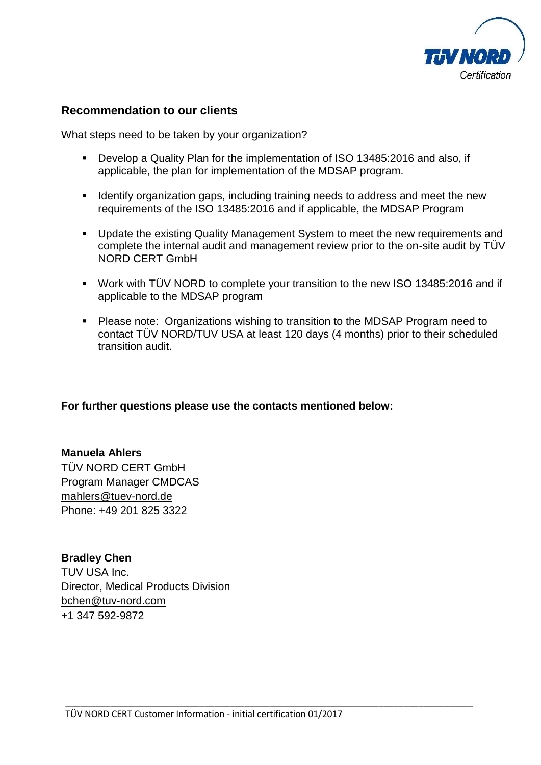## Recommendation to our clients

What steps need to be taken by your organization?

- Develop a Quality Plan for the implementation of ISO 13485:2016 and also, if applicable, the plan for implementation of the MDSAP program.
- Identify organization gaps, including training needs to address and meet the new requirements of the ISO 13485:2016 and if applicable, the MDSAP Program
- Update the existing Quality Management System to meet the new requirements and complete the internal audit and management review prior to the on-site audit by TÜV NORD CERT GmbH
- Work with TÜV NORD to complete your transition to the new ISO 13485:2016 and if applicable to the MDSAP program
- Please note: Organizations wishing to transition to the MDSAP Program need to contact TÜV NORD/TUV USA at least 120 days (4 months) prior to their scheduled transition audit.

**For further questions please use the contacts mentioned below:**

**Manuela Ahlers**
TÜV NORD CERT GmbH
Program Manager CMDCAS
mahlers@tuev-nord.de
Phone: +49 201 825 3322

**Bradley Chen**
TUV USA Inc.
Director, Medical Products Division
bchen@tuv-nord.com
+1 347 592-9872